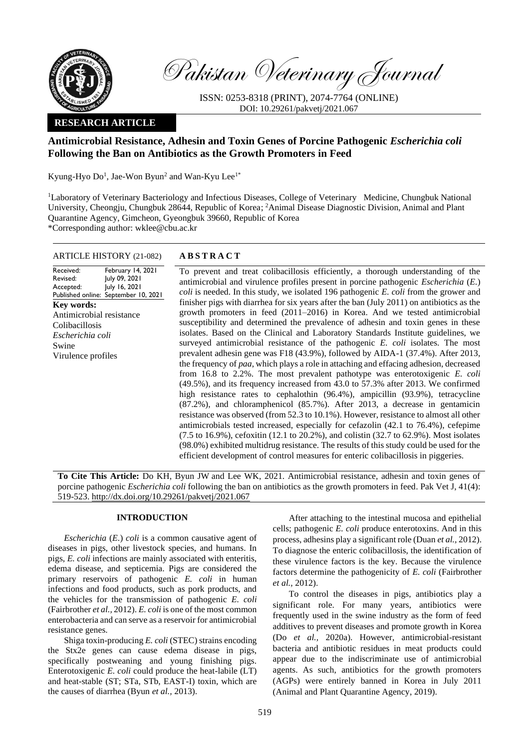Pakistan Veterinary Journal

ISSN: 0253-8318 (PRINT), 2074-7764 (ONLINE)
DOI: 10.29261/pakvetj/2021.067

**RESEARCH ARTICLE**

# Antimicrobial Resistance, Adhesin and Toxin Genes of Porcine Pathogenic *Escherichia coli* Following the Ban on Antibiotics as the Growth Promoters in Feed

Kyung-Hyo Do[1], Jae-Won Byun[2] and Wan-Kyu Lee[1*]

[1]Laboratory of Veterinary Bacteriology and Infectious Diseases, College of Veterinary Medicine, Chungbuk National University, Cheongju, Chungbuk 28644, Republic of Korea; [2]Animal Disease Diagnostic Division, Animal and Plant Quarantine Agency, Gimcheon, Gyeongbuk 39660, Republic of Korea
*Corresponding author: wklee@cbu.ac.kr

**ARTICLE HISTORY** (21-082)

Received: February 14, 2021
Revised: July 09, 2021
Accepted: July 16, 2021
Published online: September 10, 2021

**Key words:**
Antimicrobial resistance
Colibacillosis
*Escherichia coli*
Swine
Virulence profiles

**ABSTRACT**

To prevent and treat colibacillosis efficiently, a thorough understanding of the antimicrobial and virulence profiles present in porcine pathogenic *Escherichia* (*E.*) *coli* is needed. In this study, we isolated 196 pathogenic *E. coli* from the grower and finisher pigs with diarrhea for six years after the ban (July 2011) on antibiotics as the growth promoters in feed (2011–2016) in Korea. And we tested antimicrobial susceptibility and determined the prevalence of adhesin and toxin genes in these isolates. Based on the Clinical and Laboratory Standards Institute guidelines, we surveyed antimicrobial resistance of the pathogenic *E. coli* isolates. The most prevalent adhesin gene was F18 (43.9%), followed by AIDA-1 (37.4%). After 2013, the frequency of *paa*, which plays a role in attaching and effacing adhesion, decreased from 16.8 to 2.2%. The most prevalent pathotype was enterotoxigenic *E. coli* (49.5%), and its frequency increased from 43.0 to 57.3% after 2013. We confirmed high resistance rates to cephalothin (96.4%), ampicillin (93.9%), tetracycline (87.2%), and chloramphenicol (85.7%). After 2013, a decrease in gentamicin resistance was observed (from 52.3 to 10.1%). However, resistance to almost all other antimicrobials tested increased, especially for cefazolin (42.1 to 76.4%), cefepime (7.5 to 16.9%), cefoxitin (12.1 to 20.2%), and colistin (32.7 to 62.9%). Most isolates (98.0%) exhibited multidrug resistance. The results of this study could be used for the efficient development of control measures for enteric colibacillosis in piggeries.

**To Cite This Article:** Do KH, Byun JW and Lee WK, 2021. Antimicrobial resistance, adhesin and toxin genes of porcine pathogenic *Escherichia coli* following the ban on antibiotics as the growth promoters in feed. Pak Vet J, 41(4): 519-523. http://dx.doi.org/10.29261/pakvetj/2021.067

## INTRODUCTION

*Escherichia* (*E.*) *coli* is a common causative agent of diseases in pigs, other livestock species, and humans. In pigs, *E. coli* infections are mainly associated with enteritis, edema disease, and septicemia. Pigs are considered the primary reservoirs of pathogenic *E. coli* in human infections and food products, such as pork products, and the vehicles for the transmission of pathogenic *E. coli* (Fairbrother *et al.,* 2012). *E. coli* is one of the most common enterobacteria and can serve as a reservoir for antimicrobial resistance genes.

Shiga toxin-producing *E. coli* (STEC) strains encoding the Stx2e genes can cause edema disease in pigs, specifically postweaning and young finishing pigs. Enterotoxigenic *E. coli* could produce the heat-labile (LT) and heat-stable (ST; STa, STb, EAST-I) toxin, which are the causes of diarrhea (Byun *et al.,* 2013).

After attaching to the intestinal mucosa and epithelial cells; pathogenic *E. coli* produce enterotoxins. And in this process, adhesins play a significant role (Duan *et al.,* 2012). To diagnose the enteric colibacillosis, the identification of these virulence factors is the key. Because the virulence factors determine the pathogenicity of *E. coli* (Fairbrother *et al.,* 2012).

To control the diseases in pigs, antibiotics play a significant role. For many years, antibiotics were frequently used in the swine industry as the form of feed additives to prevent diseases and promote growth in Korea (Do *et al.,* 2020a). However, antimicrobial-resistant bacteria and antibiotic residues in meat products could appear due to the indiscriminate use of antimicrobial agents. As such, antibiotics for the growth promoters (AGPs) were entirely banned in Korea in July 2011 (Animal and Plant Quarantine Agency, 2019).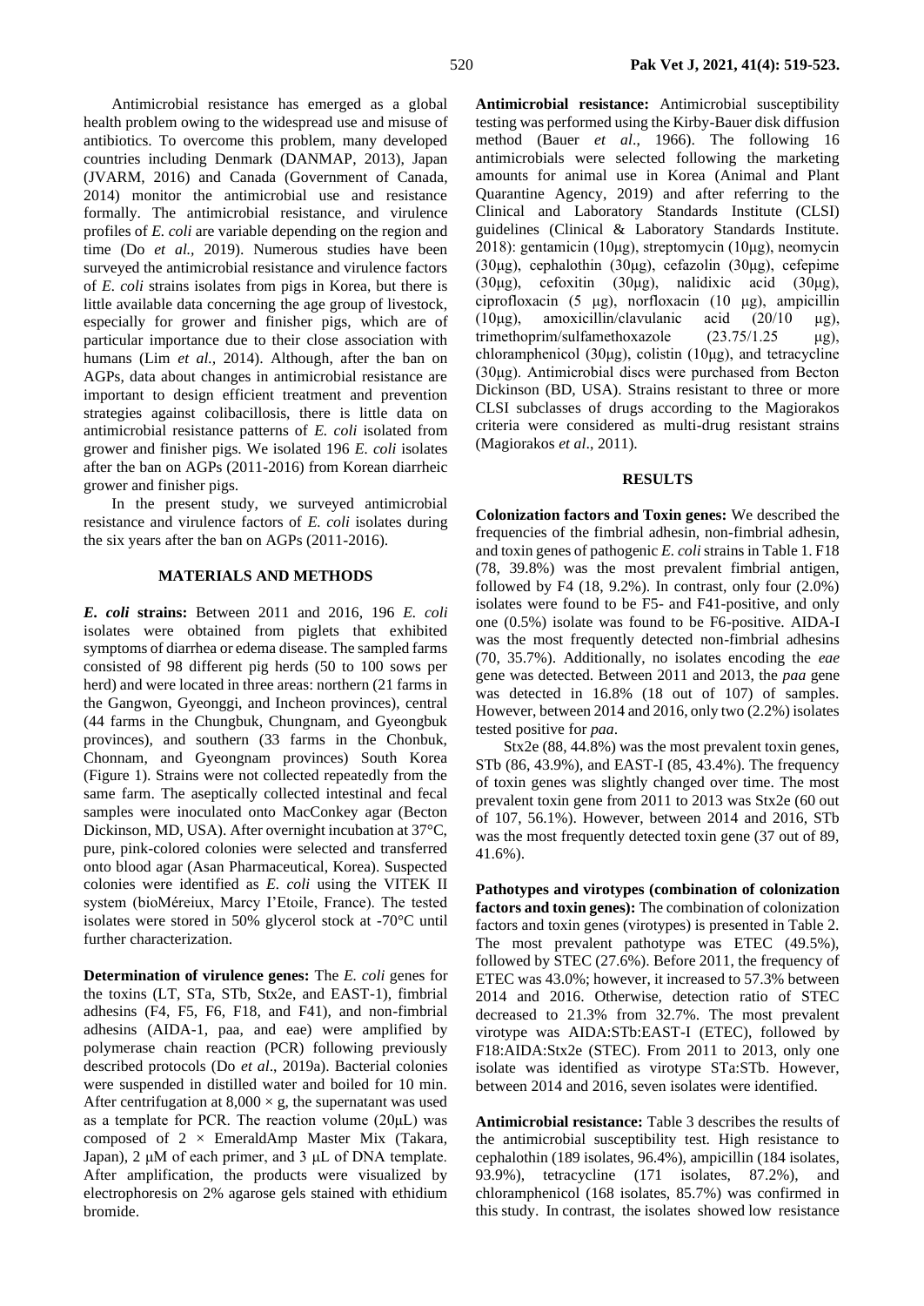Antimicrobial resistance has emerged as a global health problem owing to the widespread use and misuse of antibiotics. To overcome this problem, many developed countries including Denmark (DANMAP, 2013), Japan (JVARM, 2016) and Canada (Government of Canada, 2014) monitor the antimicrobial use and resistance formally. The antimicrobial resistance, and virulence profiles of *E. coli* are variable depending on the region and time (Do *et al.,* 2019). Numerous studies have been surveyed the antimicrobial resistance and virulence factors of *E. coli* strains isolates from pigs in Korea, but there is little available data concerning the age group of livestock, especially for grower and finisher pigs, which are of particular importance due to their close association with humans (Lim *et al.,* 2014). Although, after the ban on AGPs, data about changes in antimicrobial resistance are important to design efficient treatment and prevention strategies against colibacillosis, there is little data on antimicrobial resistance patterns of *E. coli* isolated from grower and finisher pigs. We isolated 196 *E. coli* isolates after the ban on AGPs (2011-2016) from Korean diarrheic grower and finisher pigs.

In the present study, we surveyed antimicrobial resistance and virulence factors of *E. coli* isolates during the six years after the ban on AGPs (2011-2016).

## MATERIALS AND METHODS

***E. coli* strains:** Between 2011 and 2016, 196 *E. coli* isolates were obtained from piglets that exhibited symptoms of diarrhea or edema disease. The sampled farms consisted of 98 different pig herds (50 to 100 sows per herd) and were located in three areas: northern (21 farms in the Gangwon, Gyeonggi, and Incheon provinces), central (44 farms in the Chungbuk, Chungnam, and Gyeongbuk provinces), and southern (33 farms in the Chonbuk, Chonnam, and Gyeongnam provinces) South Korea (Figure 1). Strains were not collected repeatedly from the same farm. The aseptically collected intestinal and fecal samples were inoculated onto MacConkey agar (Becton Dickinson, MD, USA). After overnight incubation at 37°C, pure, pink-colored colonies were selected and transferred onto blood agar (Asan Pharmaceutical, Korea). Suspected colonies were identified as *E. coli* using the VITEK II system (bioMéreiux, Marcy I'Etoile, France). The tested isolates were stored in 50% glycerol stock at -70°C until further characterization.

**Determination of virulence genes:** The *E. coli* genes for the toxins (LT, STa, STb, Stx2e, and EAST-1), fimbrial adhesins (F4, F5, F6, F18, and F41), and non-fimbrial adhesins (AIDA-1, paa, and eae) were amplified by polymerase chain reaction (PCR) following previously described protocols (Do *et al*., 2019a). Bacterial colonies were suspended in distilled water and boiled for 10 min. After centrifugation at 8,000 × g, the supernatant was used as a template for PCR. The reaction volume (20μL) was composed of 2 × EmeraldAmp Master Mix (Takara, Japan), 2 μM of each primer, and 3 μL of DNA template. After amplification, the products were visualized by electrophoresis on 2% agarose gels stained with ethidium bromide.

**Antimicrobial resistance:** Antimicrobial susceptibility testing was performed using the Kirby-Bauer disk diffusion method (Bauer *et al*., 1966). The following 16 antimicrobials were selected following the marketing amounts for animal use in Korea (Animal and Plant Quarantine Agency, 2019) and after referring to the Clinical and Laboratory Standards Institute (CLSI) guidelines (Clinical & Laboratory Standards Institute. 2018): gentamicin (10μg), streptomycin (10μg), neomycin (30μg), cephalothin (30μg), cefazolin (30μg), cefepime (30μg), cefoxitin (30μg), nalidixic acid (30μg), ciprofloxacin (5 μg), norfloxacin (10 μg), ampicillin (10μg), amoxicillin/clavulanic acid (20/10 μg), trimethoprim/sulfamethoxazole (23.75/1.25 μg), chloramphenicol (30μg), colistin (10μg), and tetracycline (30μg). Antimicrobial discs were purchased from Becton Dickinson (BD, USA). Strains resistant to three or more CLSI subclasses of drugs according to the Magiorakos criteria were considered as multi-drug resistant strains (Magiorakos *et al*., 2011).

## RESULTS

**Colonization factors and Toxin genes:** We described the frequencies of the fimbrial adhesin, non-fimbrial adhesin, and toxin genes of pathogenic *E. coli* strains in Table 1. F18 (78, 39.8%) was the most prevalent fimbrial antigen, followed by F4 (18, 9.2%). In contrast, only four (2.0%) isolates were found to be F5- and F41-positive, and only one (0.5%) isolate was found to be F6-positive. AIDA-I was the most frequently detected non-fimbrial adhesins (70, 35.7%). Additionally, no isolates encoding the *eae* gene was detected. Between 2011 and 2013, the *paa* gene was detected in 16.8% (18 out of 107) of samples. However, between 2014 and 2016, only two (2.2%) isolates tested positive for *paa*.

Stx2e (88, 44.8%) was the most prevalent toxin genes, STb (86, 43.9%), and EAST-I (85, 43.4%). The frequency of toxin genes was slightly changed over time. The most prevalent toxin gene from 2011 to 2013 was Stx2e (60 out of 107, 56.1%). However, between 2014 and 2016, STb was the most frequently detected toxin gene (37 out of 89, 41.6%).

**Pathotypes and virotypes (combination of colonization factors and toxin genes):** The combination of colonization factors and toxin genes (virotypes) is presented in Table 2. The most prevalent pathotype was ETEC (49.5%), followed by STEC (27.6%). Before 2011, the frequency of ETEC was 43.0%; however, it increased to 57.3% between 2014 and 2016. Otherwise, detection ratio of STEC decreased to 21.3% from 32.7%. The most prevalent virotype was AIDA:STb:EAST-I (ETEC), followed by F18:AIDA:Stx2e (STEC). From 2011 to 2013, only one isolate was identified as virotype STa:STb. However, between 2014 and 2016, seven isolates were identified.

**Antimicrobial resistance:** Table 3 describes the results of the antimicrobial susceptibility test. High resistance to cephalothin (189 isolates, 96.4%), ampicillin (184 isolates, 93.9%), tetracycline (171 isolates, 87.2%), and chloramphenicol (168 isolates, 85.7%) was confirmed in this study. In contrast, the isolates showed low resistance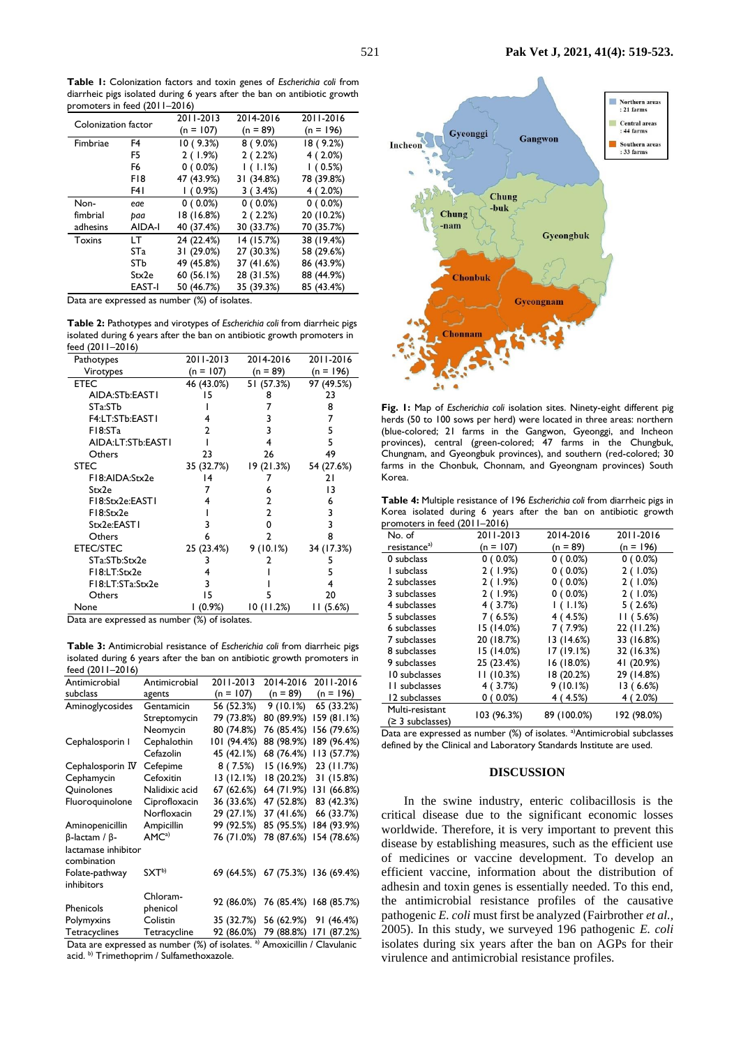**Table 1:** Colonization factors and toxin genes of *Escherichia coli* from diarrheic pigs isolated during 6 years after the ban on antibiotic growth promoters in feed (2011–2016)

| Colonization factor | | 2011-2013 (n = 107) | 2014-2016 (n = 89) | 2011-2016 (n = 196) |
|---|---|---|---|---|
| Fimbriae | F4 | 10 ( 9.3%) | 8 ( 9.0%) | 18 ( 9.2%) |
| | F5 | 2 ( 1.9%) | 2 ( 2.2%) | 4 ( 2.0%) |
| | F6 | 0 ( 0.0%) | 1 ( 1.1%) | 1 ( 0.5%) |
| | F18 | 47 (43.9%) | 31 (34.8%) | 78 (39.8%) |
| | F41 | 1 ( 0.9%) | 3 ( 3.4%) | 4 ( 2.0%) |
| Non-fimbrial adhesins | *eae* | 0 ( 0.0%) | 0 ( 0.0%) | 0 ( 0.0%) |
| | *paa* | 18 (16.8%) | 2 ( 2.2%) | 20 (10.2%) |
| | AIDA-I | 40 (37.4%) | 30 (33.7%) | 70 (35.7%) |
| Toxins | LT | 24 (22.4%) | 14 (15.7%) | 38 (19.4%) |
| | STa | 31 (29.0%) | 27 (30.3%) | 58 (29.6%) |
| | STb | 49 (45.8%) | 37 (41.6%) | 86 (43.9%) |
| | Stx2e | 60 (56.1%) | 28 (31.5%) | 88 (44.9%) |
| | EAST-1 | 50 (46.7%) | 35 (39.3%) | 85 (43.4%) |

Data are expressed as number (%) of isolates.

**Table 2:** Pathotypes and virotypes of *Escherichia coli* from diarrheic pigs isolated during 6 years after the ban on antibiotic growth promoters in feed (2011–2016)

| Pathotypes Virotypes | 2011-2013 (n = 107) | 2014-2016 (n = 89) | 2011-2016 (n = 196) |
|---|---|---|---|
| ETEC | 46 (43.0%) | 51 (57.3%) | 97 (49.5%) |
| AIDA:STb:EAST1 | 15 | 8 | 23 |
| STa:STb | 1 | 7 | 8 |
| F4:LT:STb:EAST1 | 4 | 3 | 7 |
| F18:STa | 2 | 3 | 5 |
| AIDA:LT:STb:EAST1 | 1 | 4 | 5 |
| Others | 23 | 26 | 49 |
| STEC | 35 (32.7%) | 19 (21.3%) | 54 (27.6%) |
| F18:AIDA:Stx2e | 14 | 7 | 21 |
| Stx2e | 7 | 6 | 13 |
| F18:Stx2e:EAST1 | 4 | 2 | 6 |
| F18:Stx2e | 1 | 2 | 3 |
| Stx2e:EAST1 | 3 | 0 | 3 |
| Others | 6 | 2 | 8 |
| ETEC/STEC | 25 (23.4%) | 9 (10.1%) | 34 (17.3%) |
| STa:STb:Stx2e | 3 | 2 | 5 |
| F18:LT:Stx2e | 4 | 1 | 5 |
| F18:LT:STa:Stx2e | 3 | 1 | 4 |
| Others | 15 | 5 | 20 |
| None | 1 (0.9%) | 10 (11.2%) | 11 (5.6%) |

Data are expressed as number (%) of isolates.

**Table 3:** Antimicrobial resistance of *Escherichia coli* from diarrheic pigs isolated during 6 years after the ban on antibiotic growth promoters in feed (2011–2016)

| Antimicrobial subclass | Antimicrobial agents | 2011-2013 (n = 107) | 2014-2016 (n = 89) | 2011-2016 (n = 196) |
|---|---|---|---|---|
| Aminoglycosides | Gentamicin | 56 (52.3%) | 9 (10.1%) | 65 (33.2%) |
| | Streptomycin | 79 (73.8%) | 80 (89.9%) | 159 (81.1%) |
| | Neomycin | 80 (74.8%) | 76 (85.4%) | 156 (79.6%) |
| Cephalosporin I | Cephalothin | 101 (94.4%) | 88 (98.9%) | 189 (96.4%) |
| | Cefazolin | 45 (42.1%) | 68 (76.4%) | 113 (57.7%) |
| Cephalosporin Ⅳ | Cefepime | 8 ( 7.5%) | 15 (16.9%) | 23 (11.7%) |
| Cephamycin | Cefoxitin | 13 (12.1%) | 18 (20.2%) | 31 (15.8%) |
| Quinolones | Nalidixic acid | 67 (62.6%) | 64 (71.9%) | 131 (66.8%) |
| Fluoroquinolone | Ciprofloxacin | 36 (33.6%) | 47 (52.8%) | 83 (42.3%) |
| | Norfloxacin | 29 (27.1%) | 37 (41.6%) | 66 (33.7%) |
| Aminopenicillin | Ampicillin | 99 (92.5%) | 85 (95.5%) | 184 (93.9%) |
| β-lactam / β-lactamase inhibitor combination | AMC[a] | 76 (71.0%) | 78 (87.6%) | 154 (78.6%) |
| Folate-pathway inhibitors | SXT[b] | 69 (64.5%) | 67 (75.3%) | 136 (69.4%) |
| Phenicols | Chloram-phenicol | 92 (86.0%) | 76 (85.4%) | 168 (85.7%) |
| Polymyxins | Colistin | 35 (32.7%) | 56 (62.9%) | 91 (46.4%) |
| Tetracyclines | Tetracycline | 92 (86.0%) | 79 (88.8%) | 171 (87.2%) |

Data are expressed as number (%) of isolates. [a] Amoxicillin / Clavulanic acid. [b] Trimethoprim / Sulfamethoxazole.

**Fig. 1:** Map of *Escherichia coli* isolation sites. Ninety-eight different pig herds (50 to 100 sows per herd) were located in three areas: northern (blue-colored; 21 farms in the Gangwon, Gyeonggi, and Incheon provinces), central (green-colored; 47 farms in the Chungbuk, Chungnam, and Gyeongbuk provinces), and southern (red-colored; 30 farms in the Chonbuk, Chonnam, and Gyeongnam provinces) South Korea.

**Table 4:** Multiple resistance of 196 *Escherichia coli* from diarrheic pigs in Korea isolated during 6 years after the ban on antibiotic growth promoters in feed (2011–2016)

| No. of resistance[a] | 2011-2013 (n = 107) | 2014-2016 (n = 89) | 2011-2016 (n = 196) |
|---|---|---|---|
| 0 subclass | 0 ( 0.0%) | 0 ( 0.0%) | 0 ( 0.0%) |
| 1 subclass | 2 ( 1.9%) | 0 ( 0.0%) | 2 ( 1.0%) |
| 2 subclasses | 2 ( 1.9%) | 0 ( 0.0%) | 2 ( 1.0%) |
| 3 subclasses | 2 ( 1.9%) | 0 ( 0.0%) | 2 ( 1.0%) |
| 4 subclasses | 4 ( 3.7%) | 1 ( 1.1%) | 5 ( 2.6%) |
| 5 subclasses | 7 ( 6.5%) | 4 ( 4.5%) | 11 ( 5.6%) |
| 6 subclasses | 15 (14.0%) | 7 ( 7.9%) | 22 (11.2%) |
| 7 subclasses | 20 (18.7%) | 13 (14.6%) | 33 (16.8%) |
| 8 subclasses | 15 (14.0%) | 17 (19.1%) | 32 (16.3%) |
| 9 subclasses | 25 (23.4%) | 16 (18.0%) | 41 (20.9%) |
| 10 subclasses | 11 (10.3%) | 18 (20.2%) | 29 (14.8%) |
| 11 subclasses | 4 ( 3.7%) | 9 (10.1%) | 13 ( 6.6%) |
| 12 subclasses | 0 ( 0.0%) | 4 ( 4.5%) | 4 ( 2.0%) |
| Multi-resistant (≥ 3 subclasses) | 103 (96.3%) | 89 (100.0%) | 192 (98.0%) |

Data are expressed as number (%) of isolates. [a]Antimicrobial subclasses defined by the Clinical and Laboratory Standards Institute are used.

## DISCUSSION

In the swine industry, enteric colibacillosis is the critical disease due to the significant economic losses worldwide. Therefore, it is very important to prevent this disease by establishing measures, such as the efficient use of medicines or vaccine development. To develop an efficient vaccine, information about the distribution of adhesin and toxin genes is essentially needed. To this end, the antimicrobial resistance profiles of the causative pathogenic *E. coli* must first be analyzed (Fairbrother *et al.*, 2005). In this study, we surveyed 196 pathogenic *E. coli* isolates during six years after the ban on AGPs for their virulence and antimicrobial resistance profiles.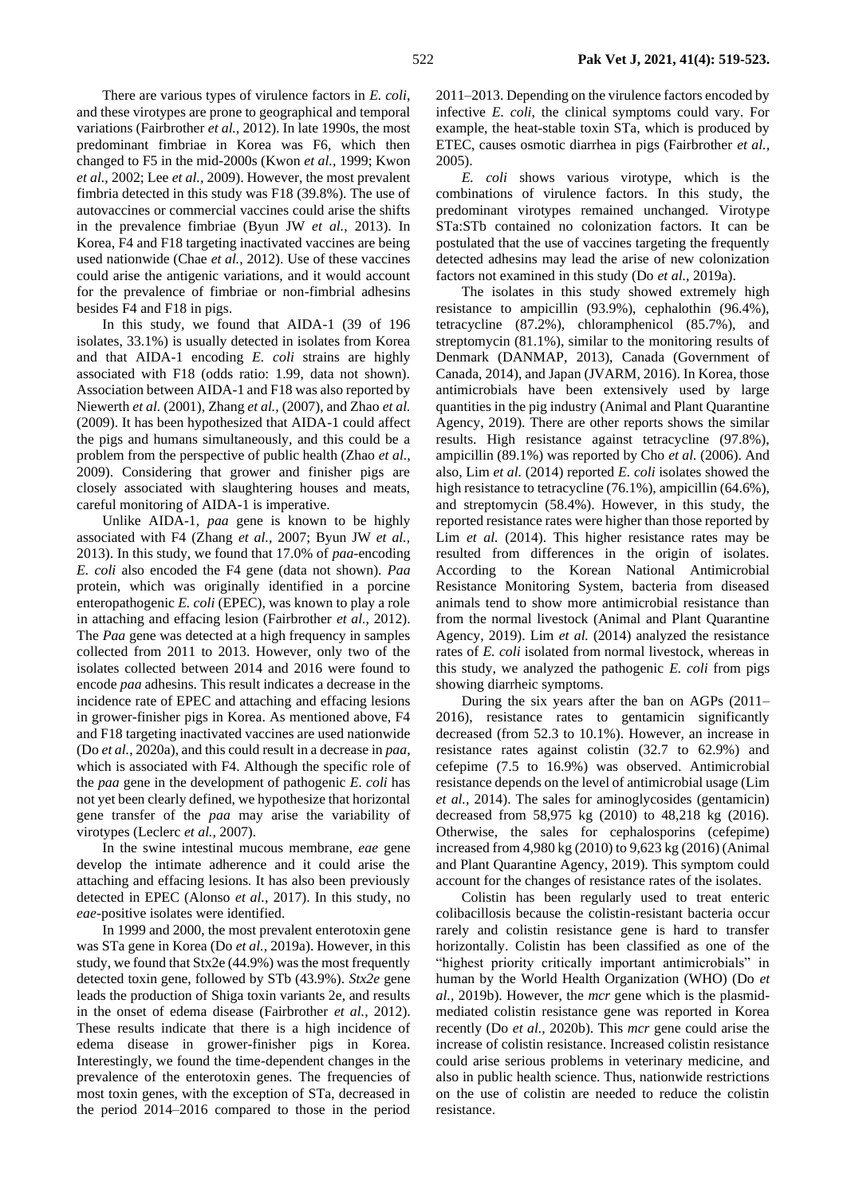There are various types of virulence factors in *E. coli*, and these virotypes are prone to geographical and temporal variations (Fairbrother *et al.,* 2012). In late 1990s, the most predominant fimbriae in Korea was F6, which then changed to F5 in the mid-2000s (Kwon *et al.,* 1999; Kwon *et al.,* 2002; Lee *et al.,* 2009). However, the most prevalent fimbria detected in this study was F18 (39.8%). The use of autovaccines or commercial vaccines could arise the shifts in the prevalence fimbriae (Byun JW *et al.,* 2013). In Korea, F4 and F18 targeting inactivated vaccines are being used nationwide (Chae *et al.,* 2012). Use of these vaccines could arise the antigenic variations, and it would account for the prevalence of fimbriae or non-fimbrial adhesins besides F4 and F18 in pigs.

In this study, we found that AIDA-1 (39 of 196 isolates, 33.1%) is usually detected in isolates from Korea and that AIDA-1 encoding *E. coli* strains are highly associated with F18 (odds ratio: 1.99, data not shown). Association between AIDA-1 and F18 was also reported by Niewerth *et al.* (2001), Zhang *et al.,* (2007), and Zhao *et al.* (2009). It has been hypothesized that AIDA-1 could affect the pigs and humans simultaneously, and this could be a problem from the perspective of public health (Zhao *et al.,* 2009). Considering that grower and finisher pigs are closely associated with slaughtering houses and meats, careful monitoring of AIDA-1 is imperative.

Unlike AIDA-1, *paa* gene is known to be highly associated with F4 (Zhang *et al.,* 2007; Byun JW *et al.,* 2013). In this study, we found that 17.0% of *paa*-encoding *E. coli* also encoded the F4 gene (data not shown). *Paa* protein, which was originally identified in a porcine enteropathogenic *E. coli* (EPEC), was known to play a role in attaching and effacing lesion (Fairbrother *et al.,* 2012). The *Paa* gene was detected at a high frequency in samples collected from 2011 to 2013. However, only two of the isolates collected between 2014 and 2016 were found to encode *paa* adhesins. This result indicates a decrease in the incidence rate of EPEC and attaching and effacing lesions in grower-finisher pigs in Korea. As mentioned above, F4 and F18 targeting inactivated vaccines are used nationwide (Do *et al.,* 2020a), and this could result in a decrease in *paa*, which is associated with F4. Although the specific role of the *paa* gene in the development of pathogenic *E. coli* has not yet been clearly defined, we hypothesize that horizontal gene transfer of the *paa* may arise the variability of virotypes (Leclerc *et al.,* 2007).

In the swine intestinal mucous membrane, *eae* gene develop the intimate adherence and it could arise the attaching and effacing lesions. It has also been previously detected in EPEC (Alonso *et al.,* 2017). In this study, no *eae*-positive isolates were identified.

In 1999 and 2000, the most prevalent enterotoxin gene was STa gene in Korea (Do *et al.,* 2019a). However, in this study, we found that Stx2e (44.9%) was the most frequently detected toxin gene, followed by STb (43.9%). *Stx2e* gene leads the production of Shiga toxin variants 2e, and results in the onset of edema disease (Fairbrother *et al.,* 2012). These results indicate that there is a high incidence of edema disease in grower-finisher pigs in Korea. Interestingly, we found the time-dependent changes in the prevalence of the enterotoxin genes. The frequencies of most toxin genes, with the exception of STa, decreased in the period 2014–2016 compared to those in the period 2011–2013. Depending on the virulence factors encoded by infective *E. coli*, the clinical symptoms could vary. For example, the heat-stable toxin STa, which is produced by ETEC, causes osmotic diarrhea in pigs (Fairbrother *et al.,* 2005).

*E. coli* shows various virotype, which is the combinations of virulence factors. In this study, the predominant virotypes remained unchanged. Virotype STa:STb contained no colonization factors. It can be postulated that the use of vaccines targeting the frequently detected adhesins may lead the arise of new colonization factors not examined in this study (Do *et al.,* 2019a).

The isolates in this study showed extremely high resistance to ampicillin (93.9%), cephalothin (96.4%), tetracycline (87.2%), chloramphenicol (85.7%), and streptomycin (81.1%), similar to the monitoring results of Denmark (DANMAP, 2013), Canada (Government of Canada, 2014), and Japan (JVARM, 2016). In Korea, those antimicrobials have been extensively used by large quantities in the pig industry (Animal and Plant Quarantine Agency, 2019). There are other reports shows the similar results. High resistance against tetracycline (97.8%), ampicillin (89.1%) was reported by Cho *et al.* (2006). And also, Lim *et al.* (2014) reported *E. coli* isolates showed the high resistance to tetracycline (76.1%), ampicillin (64.6%), and streptomycin (58.4%). However, in this study, the reported resistance rates were higher than those reported by Lim *et al.* (2014). This higher resistance rates may be resulted from differences in the origin of isolates. According to the Korean National Antimicrobial Resistance Monitoring System, bacteria from diseased animals tend to show more antimicrobial resistance than from the normal livestock (Animal and Plant Quarantine Agency, 2019). Lim *et al.* (2014) analyzed the resistance rates of *E. coli* isolated from normal livestock, whereas in this study, we analyzed the pathogenic *E. coli* from pigs showing diarrheic symptoms.

During the six years after the ban on AGPs (2011–2016), resistance rates to gentamicin significantly decreased (from 52.3 to 10.1%). However, an increase in resistance rates against colistin (32.7 to 62.9%) and cefepime (7.5 to 16.9%) was observed. Antimicrobial resistance depends on the level of antimicrobial usage (Lim *et al.,* 2014). The sales for aminoglycosides (gentamicin) decreased from 58,975 kg (2010) to 48,218 kg (2016). Otherwise, the sales for cephalosporins (cefepime) increased from 4,980 kg (2010) to 9,623 kg (2016) (Animal and Plant Quarantine Agency, 2019). This symptom could account for the changes of resistance rates of the isolates.

Colistin has been regularly used to treat enteric colibacillosis because the colistin-resistant bacteria occur rarely and colistin resistance gene is hard to transfer horizontally. Colistin has been classified as one of the "highest priority critically important antimicrobials" in human by the World Health Organization (WHO) (Do *et al.,* 2019b). However, the *mcr* gene which is the plasmid-mediated colistin resistance gene was reported in Korea recently (Do *et al.,* 2020b). This *mcr* gene could arise the increase of colistin resistance. Increased colistin resistance could arise serious problems in veterinary medicine, and also in public health science. Thus, nationwide restrictions on the use of colistin are needed to reduce the colistin resistance.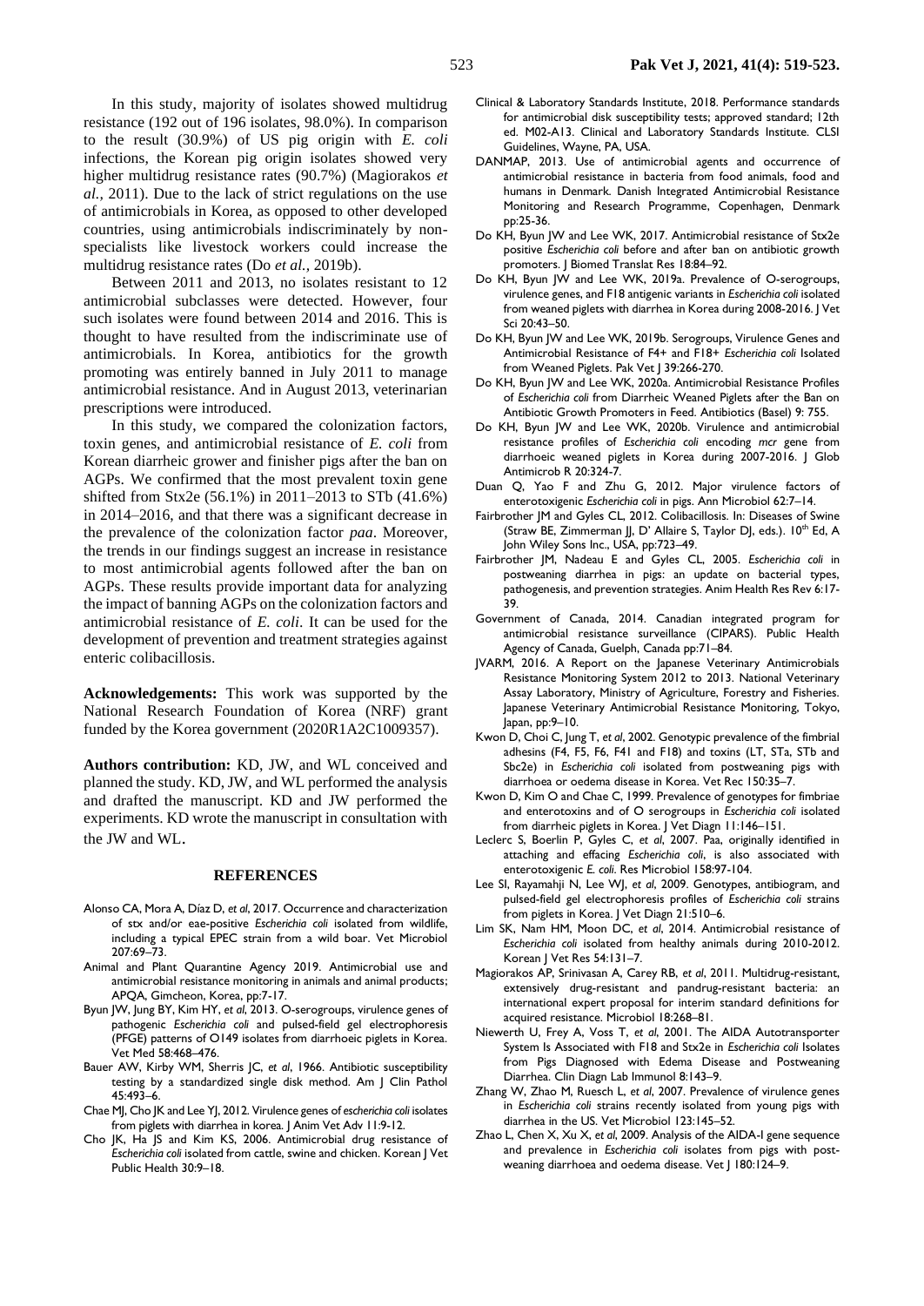In this study, majority of isolates showed multidrug resistance (192 out of 196 isolates, 98.0%). In comparison to the result (30.9%) of US pig origin with *E. coli* infections, the Korean pig origin isolates showed very higher multidrug resistance rates (90.7%) (Magiorakos *et al.,* 2011). Due to the lack of strict regulations on the use of antimicrobials in Korea, as opposed to other developed countries, using antimicrobials indiscriminately by non-specialists like livestock workers could increase the multidrug resistance rates (Do *et al.,* 2019b).

Between 2011 and 2013, no isolates resistant to 12 antimicrobial subclasses were detected. However, four such isolates were found between 2014 and 2016. This is thought to have resulted from the indiscriminate use of antimicrobials. In Korea, antibiotics for the growth promoting was entirely banned in July 2011 to manage antimicrobial resistance. And in August 2013, veterinarian prescriptions were introduced.

In this study, we compared the colonization factors, toxin genes, and antimicrobial resistance of *E. coli* from Korean diarrheic grower and finisher pigs after the ban on AGPs. We confirmed that the most prevalent toxin gene shifted from Stx2e (56.1%) in 2011–2013 to STb (41.6%) in 2014–2016, and that there was a significant decrease in the prevalence of the colonization factor *paa*. Moreover, the trends in our findings suggest an increase in resistance to most antimicrobial agents followed after the ban on AGPs. These results provide important data for analyzing the impact of banning AGPs on the colonization factors and antimicrobial resistance of *E. coli*. It can be used for the development of prevention and treatment strategies against enteric colibacillosis.

**Acknowledgements:** This work was supported by the National Research Foundation of Korea (NRF) grant funded by the Korea government (2020R1A2C1009357).

**Authors contribution:** KD, JW, and WL conceived and planned the study. KD, JW, and WL performed the analysis and drafted the manuscript. KD and JW performed the experiments. KD wrote the manuscript in consultation with the JW and WL.

## REFERENCES

Alonso CA, Mora A, Díaz D, *et al*, 2017. Occurrence and characterization of stx and/or eae-positive *Escherichia coli* isolated from wildlife, including a typical EPEC strain from a wild boar. Vet Microbiol 207:69–73.

Animal and Plant Quarantine Agency 2019. Antimicrobial use and antimicrobial resistance monitoring in animals and animal products; APQA, Gimcheon, Korea, pp:7-17.

Byun JW, Jung BY, Kim HY, *et al*, 2013. O-serogroups, virulence genes of pathogenic *Escherichia coli* and pulsed-field gel electrophoresis (PFGE) patterns of O149 isolates from diarrhoeic piglets in Korea. Vet Med 58:468–476.

Bauer AW, Kirby WM, Sherris JC, *et al*, 1966. Antibiotic susceptibility testing by a standardized single disk method. Am J Clin Pathol 45:493–6.

Chae MJ, Cho JK and Lee YJ, 2012. Virulence genes of *escherichia coli* isolates from piglets with diarrhea in korea. J Anim Vet Adv 11:9-12.

Cho JK, Ha JS and Kim KS, 2006. Antimicrobial drug resistance of *Escherichia coli* isolated from cattle, swine and chicken. Korean J Vet Public Health 30:9–18.

Clinical & Laboratory Standards Institute, 2018. Performance standards for antimicrobial disk susceptibility tests; approved standard; 12th ed. M02-A13. Clinical and Laboratory Standards Institute. CLSI Guidelines, Wayne, PA, USA.

DANMAP, 2013. Use of antimicrobial agents and occurrence of antimicrobial resistance in bacteria from food animals, food and humans in Denmark. Danish Integrated Antimicrobial Resistance Monitoring and Research Programme, Copenhagen, Denmark pp:25-36.

Do KH, Byun JW and Lee WK, 2017. Antimicrobial resistance of Stx2e positive *Escherichia coli* before and after ban on antibiotic growth promoters. J Biomed Translat Res 18:84–92.

Do KH, Byun JW and Lee WK, 2019a. Prevalence of O-serogroups, virulence genes, and F18 antigenic variants in *Escherichia coli* isolated from weaned piglets with diarrhea in Korea during 2008-2016. J Vet Sci 20:43–50.

Do KH, Byun JW and Lee WK, 2019b. Serogroups, Virulence Genes and Antimicrobial Resistance of F4+ and F18+ *Escherichia coli* Isolated from Weaned Piglets. Pak Vet J 39:266-270.

Do KH, Byun JW and Lee WK, 2020a. Antimicrobial Resistance Profiles of *Escherichia coli* from Diarrheic Weaned Piglets after the Ban on Antibiotic Growth Promoters in Feed. Antibiotics (Basel) 9: 755.

Do KH, Byun JW and Lee WK, 2020b. Virulence and antimicrobial resistance profiles of *Escherichia coli* encoding *mcr* gene from diarrhoeic weaned piglets in Korea during 2007-2016. J Glob Antimicrob R 20:324-7.

Duan Q, Yao F and Zhu G, 2012. Major virulence factors of enterotoxigenic *Escherichia coli* in pigs. Ann Microbiol 62:7–14.

Fairbrother JM and Gyles CL, 2012. Colibacillosis. In: Diseases of Swine (Straw BE, Zimmerman JJ, D' Allaire S, Taylor DJ, eds.). 10th Ed, A John Wiley Sons Inc., USA, pp:723–49.

Fairbrother JM, Nadeau E and Gyles CL, 2005. *Escherichia coli* in postweaning diarrhea in pigs: an update on bacterial types, pathogenesis, and prevention strategies. Anim Health Res Rev 6:17-39.

Government of Canada, 2014. Canadian integrated program for antimicrobial resistance surveillance (CIPARS). Public Health Agency of Canada, Guelph, Canada pp:71–84.

JVARM, 2016. A Report on the Japanese Veterinary Antimicrobials Resistance Monitoring System 2012 to 2013. National Veterinary Assay Laboratory, Ministry of Agriculture, Forestry and Fisheries. Japanese Veterinary Antimicrobial Resistance Monitoring, Tokyo, Japan, pp:9–10.

Kwon D, Choi C, Jung T, *et al*, 2002. Genotypic prevalence of the fimbrial adhesins (F4, F5, F6, F41 and F18) and toxins (LT, STa, STb and Sbc2e) in *Escherichia coli* isolated from postweaning pigs with diarrhoea or oedema disease in Korea. Vet Rec 150:35–7.

Kwon D, Kim O and Chae C, 1999. Prevalence of genotypes for fimbriae and enterotoxins and of O serogroups in *Escherichia coli* isolated from diarrheic piglets in Korea. J Vet Diagn 11:146–151.

Leclerc S, Boerlin P, Gyles C, *et al*, 2007. Paa, originally identified in attaching and effacing *Escherichia coli*, is also associated with enterotoxigenic *E. coli*. Res Microbiol 158:97-104.

Lee SI, Rayamahji N, Lee WJ, *et al*, 2009. Genotypes, antibiogram, and pulsed-field gel electrophoresis profiles of *Escherichia coli* strains from piglets in Korea. J Vet Diagn 21:510–6.

Lim SK, Nam HM, Moon DC, *et al*, 2014. Antimicrobial resistance of *Escherichia coli* isolated from healthy animals during 2010-2012. Korean J Vet Res 54:131–7.

Magiorakos AP, Srinivasan A, Carey RB, *et al*, 2011. Multidrug-resistant, extensively drug-resistant and pandrug-resistant bacteria: an international expert proposal for interim standard definitions for acquired resistance. Microbiol 18:268–81.

Niewerth U, Frey A, Voss T, *et al*, 2001. The AIDA Autotransporter System Is Associated with F18 and Stx2e in *Escherichia coli* Isolates from Pigs Diagnosed with Edema Disease and Postweaning Diarrhea. Clin Diagn Lab Immunol 8:143–9.

Zhang W, Zhao M, Ruesch L, *et al*, 2007. Prevalence of virulence genes in *Escherichia coli* strains recently isolated from young pigs with diarrhea in the US. Vet Microbiol 123:145–52.

Zhao L, Chen X, Xu X, *et al*, 2009. Analysis of the AIDA-I gene sequence and prevalence in *Escherichia coli* isolates from pigs with post-weaning diarrhoea and oedema disease. Vet J 180:124–9.